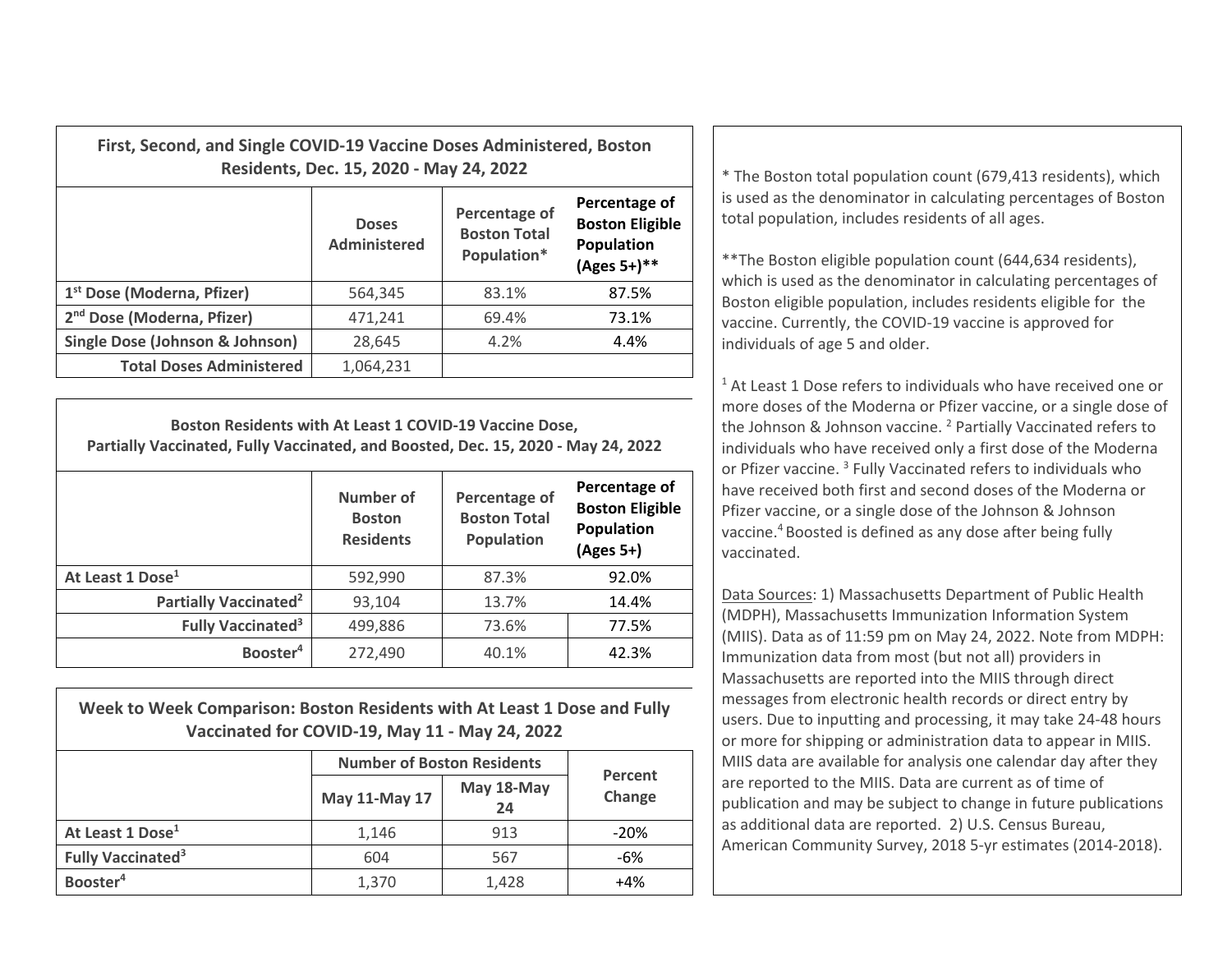## First, Second, and Single COVID-19 Vaccine Doses Administered, Boston Residents, Dec. 15, 2020 - May 24, 2022

| | Doses Administered | Percentage of Boston Total Population* | Percentage of Boston Eligible Population (Ages 5+)** |
|---|---|---|---|
| 1st Dose (Moderna, Pfizer) | 564,345 | 83.1% | 87.5% |
| 2nd Dose (Moderna, Pfizer) | 471,241 | 69.4% | 73.1% |
| Single Dose (Johnson & Johnson) | 28,645 | 4.2% | 4.4% |
| Total Doses Administered | 1,064,231 | | |

## Boston Residents with At Least 1 COVID-19 Vaccine Dose, Partially Vaccinated, Fully Vaccinated, and Boosted, Dec. 15, 2020 - May 24, 2022

| | Number of Boston Residents | Percentage of Boston Total Population | Percentage of Boston Eligible Population (Ages 5+) |
|---|---|---|---|
| At Least 1 Dose[1] | 592,990 | 87.3% | 92.0% |
| Partially Vaccinated[2] | 93,104 | 13.7% | 14.4% |
| Fully Vaccinated[3] | 499,886 | 73.6% | 77.5% |
| Booster[4] | 272,490 | 40.1% | 42.3% |

## Week to Week Comparison: Boston Residents with At Least 1 Dose and Fully Vaccinated for COVID-19, May 11 - May 24, 2022

| | Number of Boston Residents | | Percent Change |
|---|---|---|---|
| | May 11-May 17 | May 18-May 24 | |
| At Least 1 Dose[1] | 1,146 | 913 | -20% |
| Fully Vaccinated[3] | 604 | 567 | -6% |
| Booster[4] | 1,370 | 1,428 | +4% |

* The Boston total population count (679,413 residents), which is used as the denominator in calculating percentages of Boston total population, includes residents of all ages.

**The Boston eligible population count (644,634 residents), which is used as the denominator in calculating percentages of Boston eligible population, includes residents eligible for the vaccine. Currently, the COVID-19 vaccine is approved for individuals of age 5 and older.

[1] At Least 1 Dose refers to individuals who have received one or more doses of the Moderna or Pfizer vaccine, or a single dose of the Johnson & Johnson vaccine. [2] Partially Vaccinated refers to individuals who have received only a first dose of the Moderna or Pfizer vaccine. [3] Fully Vaccinated refers to individuals who have received both first and second doses of the Moderna or Pfizer vaccine, or a single dose of the Johnson & Johnson vaccine.[4] Boosted is defined as any dose after being fully vaccinated.

Data Sources: 1) Massachusetts Department of Public Health (MDPH), Massachusetts Immunization Information System (MIIS). Data as of 11:59 pm on May 24, 2022. Note from MDPH: Immunization data from most (but not all) providers in Massachusetts are reported into the MIIS through direct messages from electronic health records or direct entry by users. Due to inputting and processing, it may take 24-48 hours or more for shipping or administration data to appear in MIIS. MIIS data are available for analysis one calendar day after they are reported to the MIIS. Data are current as of time of publication and may be subject to change in future publications as additional data are reported. 2) U.S. Census Bureau, American Community Survey, 2018 5-yr estimates (2014-2018).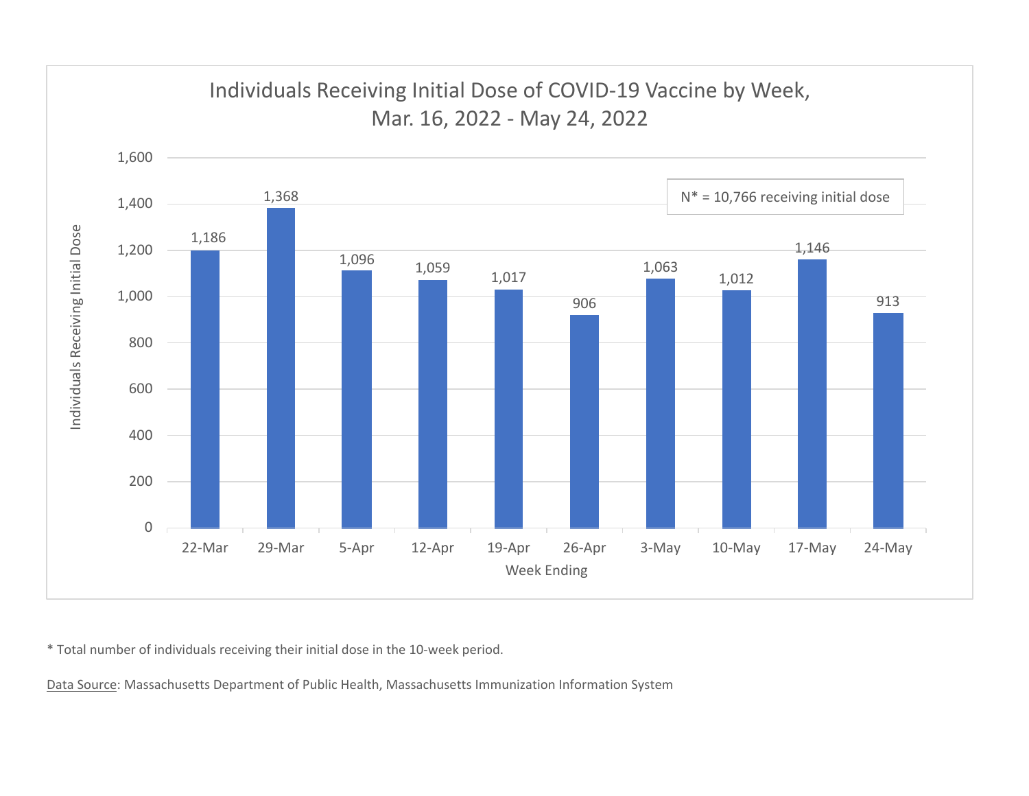## Individuals Receiving Initial Dose of COVID-19 Vaccine by Week, Mar. 16, 2022 - May 24, 2022

N* = 10,766 receiving initial dose

| Week Ending | Individuals Receiving Initial Dose |
|---|---|
| 22-Mar | 1,186 |
| 29-Mar | 1,368 |
| 5-Apr | 1,096 |
| 12-Apr | 1,059 |
| 19-Apr | 1,017 |
| 26-Apr | 906 |
| 3-May | 1,063 |
| 10-May | 1,012 |
| 17-May | 1,146 |
| 24-May | 913 |

* Total number of individuals receiving their initial dose in the 10-week period.

Data Source: Massachusetts Department of Public Health, Massachusetts Immunization Information System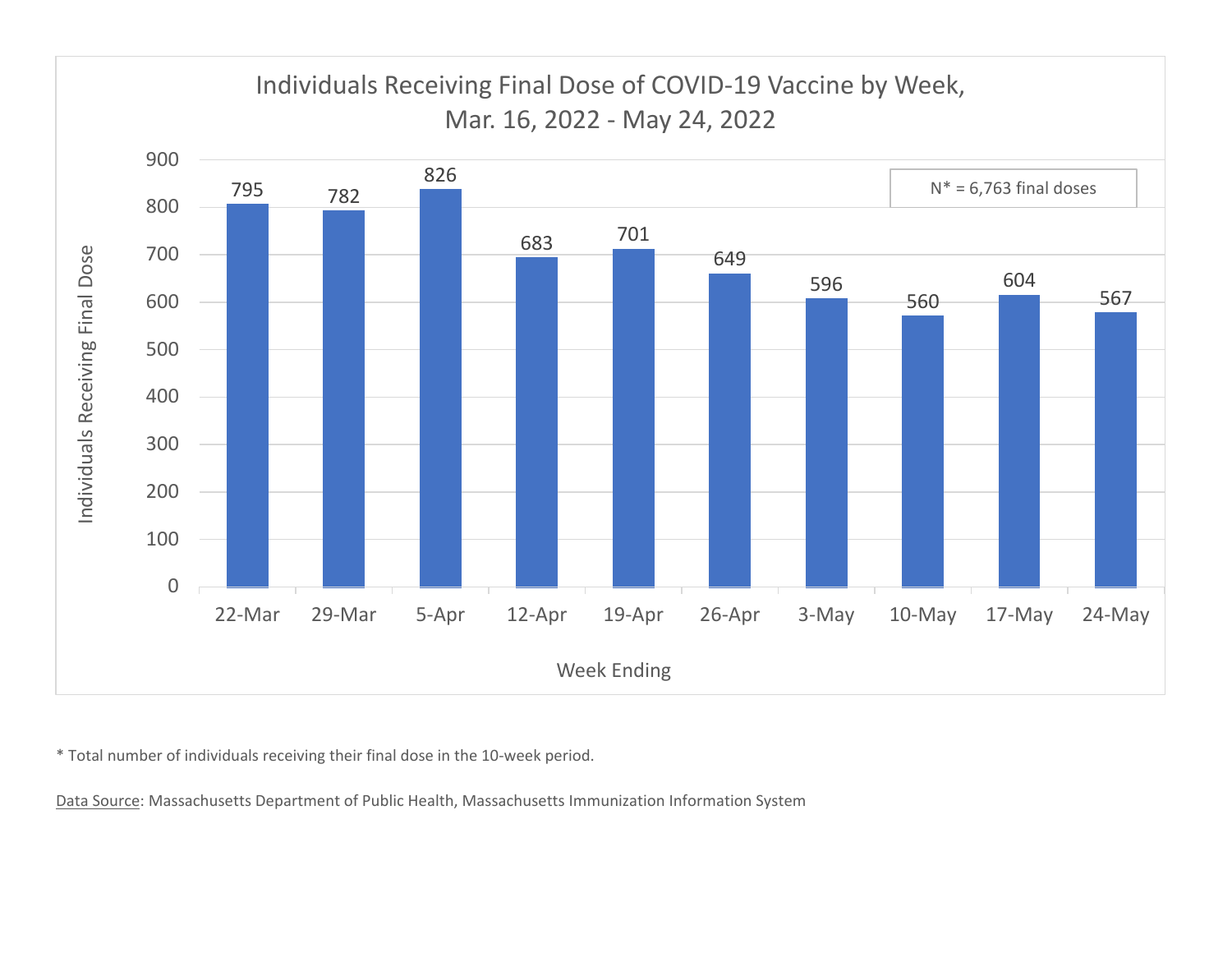## Individuals Receiving Final Dose of COVID-19 Vaccine by Week, Mar. 16, 2022 - May 24, 2022

N* = 6,763 final doses

| Week Ending | Individuals Receiving Final Dose |
|---|---|
| 22-Mar | 795 |
| 29-Mar | 782 |
| 5-Apr | 826 |
| 12-Apr | 683 |
| 19-Apr | 701 |
| 26-Apr | 649 |
| 3-May | 596 |
| 10-May | 560 |
| 17-May | 604 |
| 24-May | 567 |

* Total number of individuals receiving their final dose in the 10-week period.

Data Source: Massachusetts Department of Public Health, Massachusetts Immunization Information System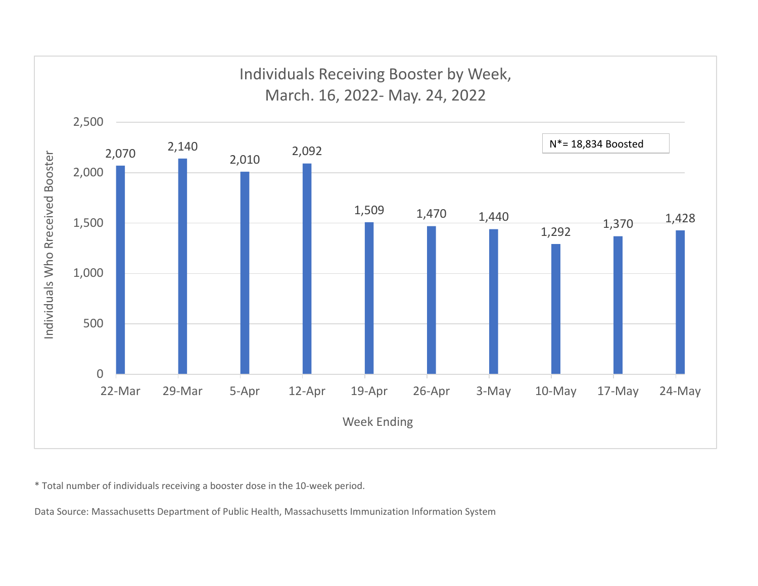## Individuals Receiving Booster by Week, March. 16, 2022- May. 24, 2022

| Week Ending | Individuals Who Rreceived Booster |
|---|---|
| 22-Mar | 2,070 |
| 29-Mar | 2,140 |
| 5-Apr | 2,010 |
| 12-Apr | 2,092 |
| 19-Apr | 1,509 |
| 26-Apr | 1,470 |
| 3-May | 1,440 |
| 10-May | 1,292 |
| 17-May | 1,370 |
| 24-May | 1,428 |

N*= 18,834 Boosted

\* Total number of individuals receiving a booster dose in the 10-week period.

Data Source: Massachusetts Department of Public Health, Massachusetts Immunization Information System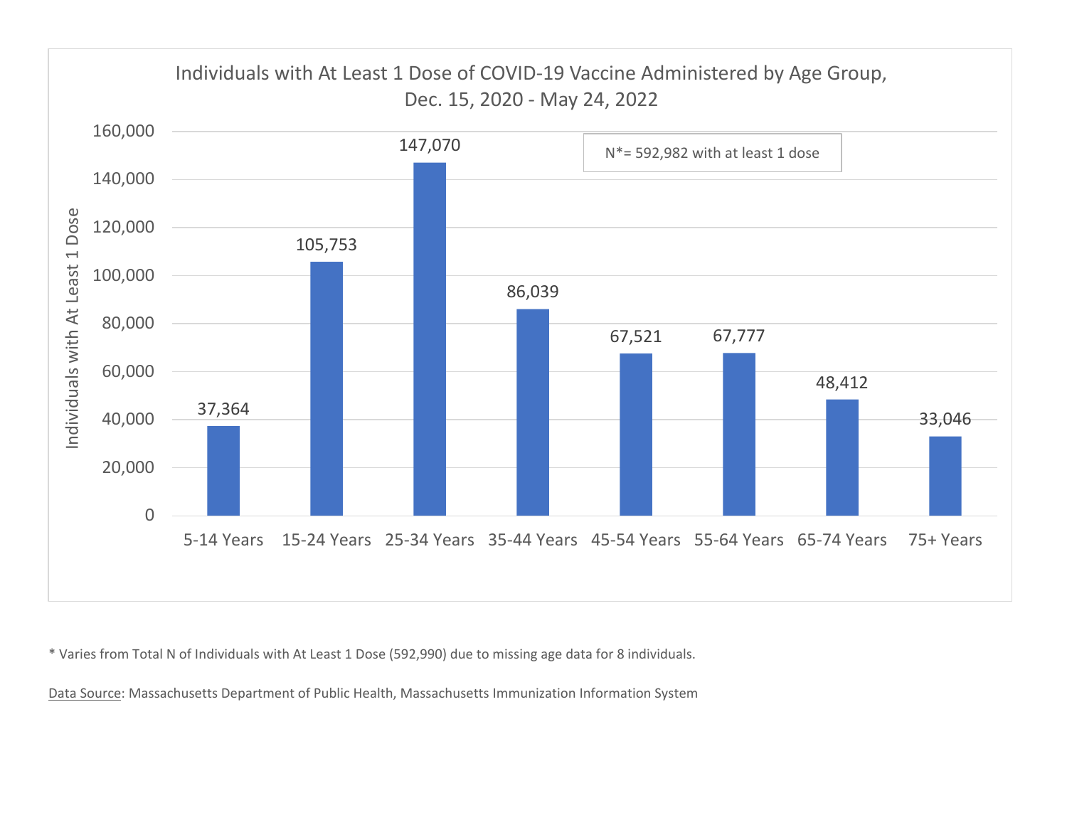## Individuals with At Least 1 Dose of COVID-19 Vaccine Administered by Age Group, Dec. 15, 2020 - May 24, 2022

N*= 592,982 with at least 1 dose

| Age Group | Individuals with At Least 1 Dose |
|---|---|
| 5-14 Years | 37,364 |
| 15-24 Years | 105,753 |
| 25-34 Years | 147,070 |
| 35-44 Years | 86,039 |
| 45-54 Years | 67,521 |
| 55-64 Years | 67,777 |
| 65-74 Years | 48,412 |
| 75+ Years | 33,046 |

* Varies from Total N of Individuals with At Least 1 Dose (592,990) due to missing age data for 8 individuals.

Data Source: Massachusetts Department of Public Health, Massachusetts Immunization Information System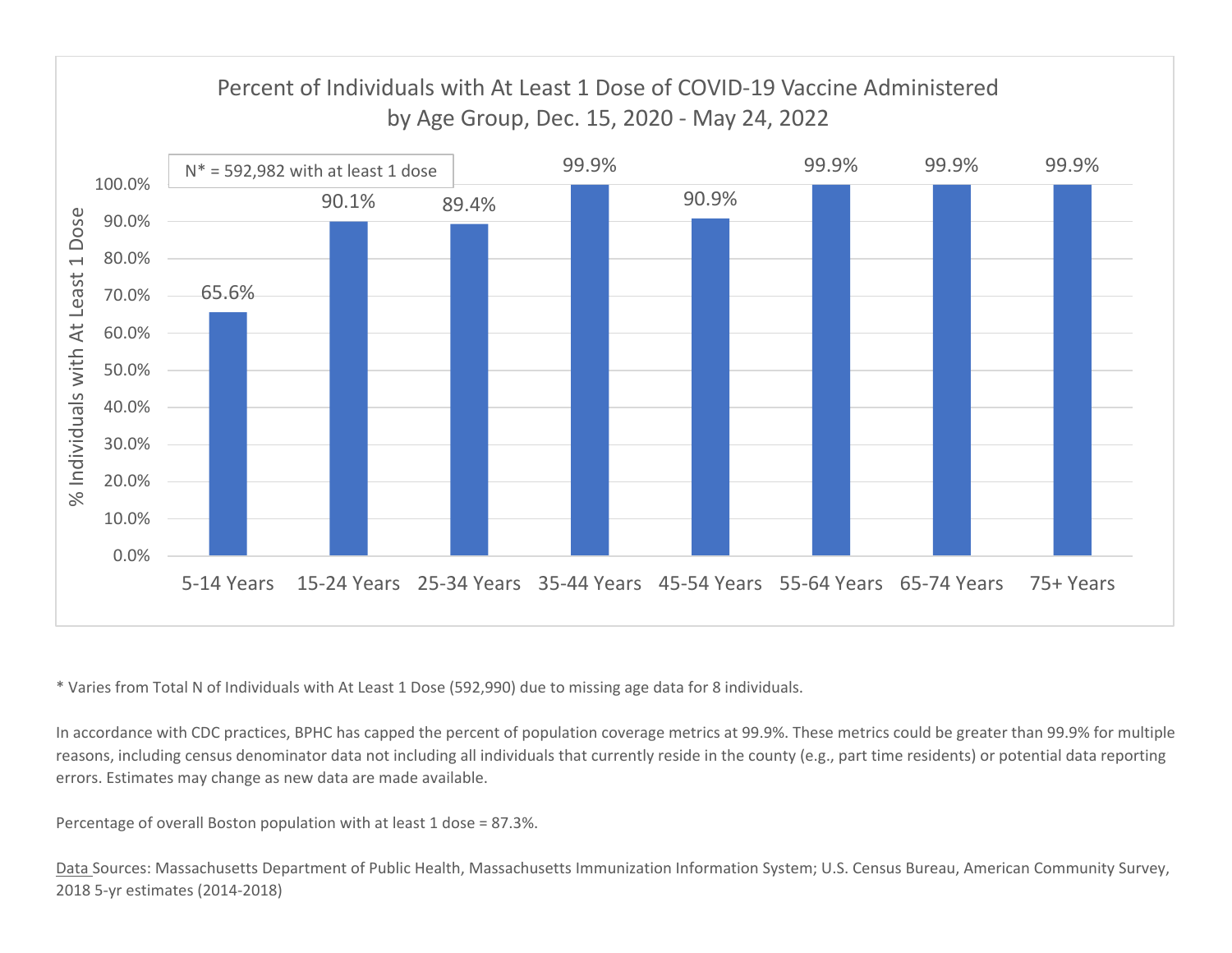## Percent of Individuals with At Least 1 Dose of COVID-19 Vaccine Administered by Age Group, Dec. 15, 2020 - May 24, 2022

N* = 592,982 with at least 1 dose

| Age Group | % Individuals with At Least 1 Dose |
|---|---|
| 5-14 Years | 65.6% |
| 15-24 Years | 90.1% |
| 25-34 Years | 89.4% |
| 35-44 Years | 99.9% |
| 45-54 Years | 90.9% |
| 55-64 Years | 99.9% |
| 65-74 Years | 99.9% |
| 75+ Years | 99.9% |

* Varies from Total N of Individuals with At Least 1 Dose (592,990) due to missing age data for 8 individuals.

In accordance with CDC practices, BPHC has capped the percent of population coverage metrics at 99.9%. These metrics could be greater than 99.9% for multiple reasons, including census denominator data not including all individuals that currently reside in the county (e.g., part time residents) or potential data reporting errors. Estimates may change as new data are made available.

Percentage of overall Boston population with at least 1 dose = 87.3%.

Data Sources: Massachusetts Department of Public Health, Massachusetts Immunization Information System; U.S. Census Bureau, American Community Survey, 2018 5-yr estimates (2014-2018)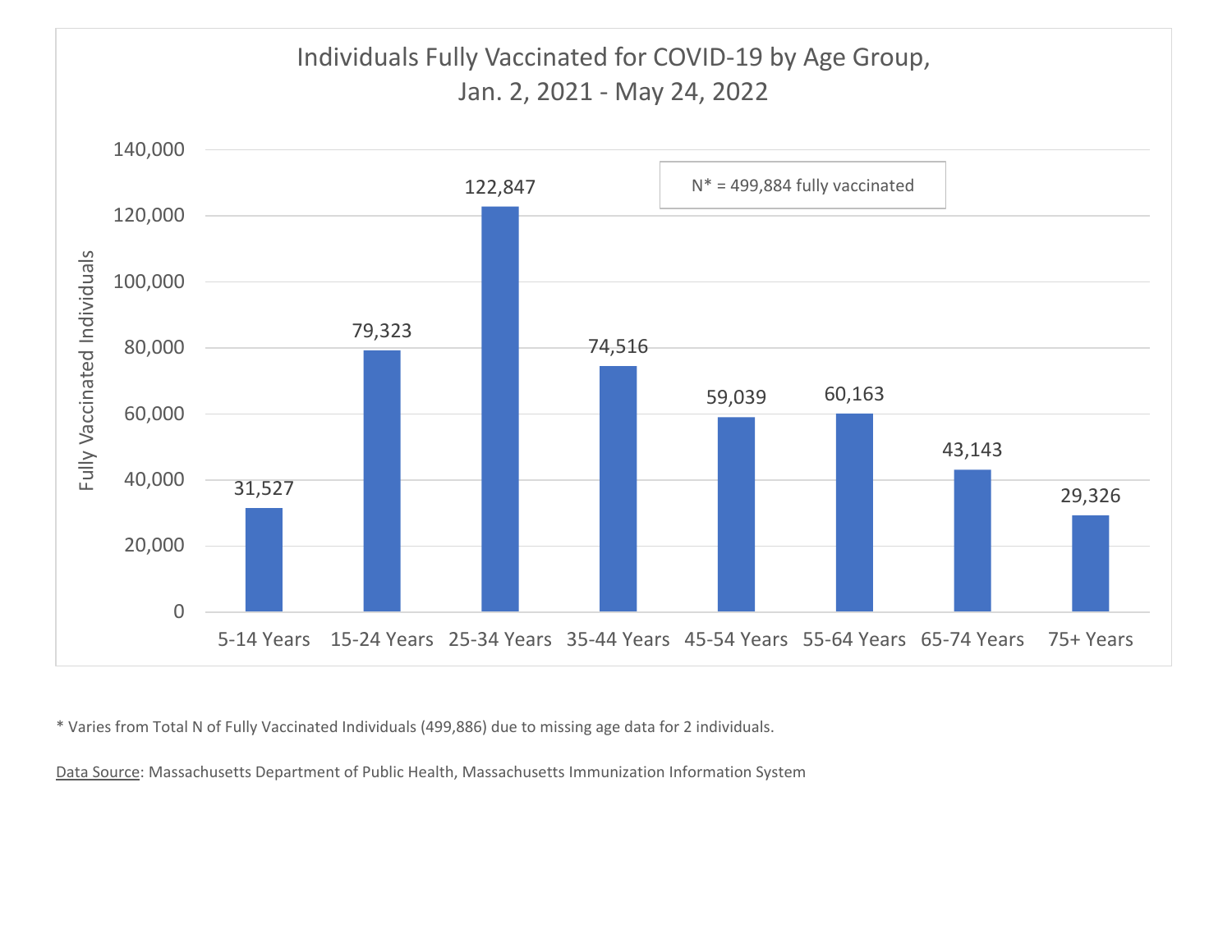## Individuals Fully Vaccinated for COVID-19 by Age Group, Jan. 2, 2021 - May 24, 2022

N* = 499,884 fully vaccinated

| Age Group | Fully Vaccinated Individuals |
|---|---|
| 5-14 Years | 31,527 |
| 15-24 Years | 79,323 |
| 25-34 Years | 122,847 |
| 35-44 Years | 74,516 |
| 45-54 Years | 59,039 |
| 55-64 Years | 60,163 |
| 65-74 Years | 43,143 |
| 75+ Years | 29,326 |

* Varies from Total N of Fully Vaccinated Individuals (499,886) due to missing age data for 2 individuals.

Data Source: Massachusetts Department of Public Health, Massachusetts Immunization Information System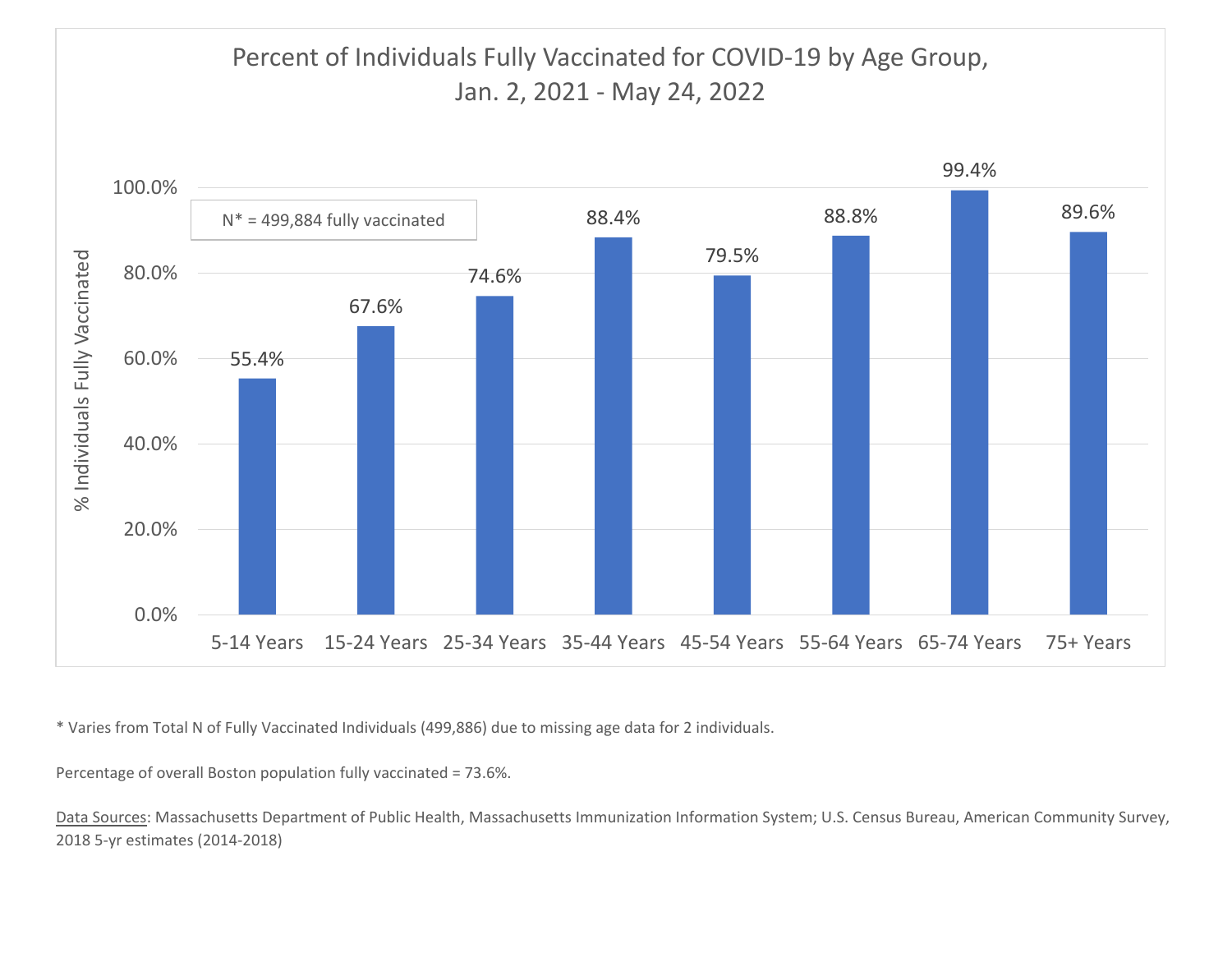## Percent of Individuals Fully Vaccinated for COVID-19 by Age Group, Jan. 2, 2021 - May 24, 2022

N* = 499,884 fully vaccinated

| Age Group | % Individuals Fully Vaccinated |
| --- | --- |
| 5-14 Years | 55.4% |
| 15-24 Years | 67.6% |
| 25-34 Years | 74.6% |
| 35-44 Years | 88.4% |
| 45-54 Years | 79.5% |
| 55-64 Years | 88.8% |
| 65-74 Years | 99.4% |
| 75+ Years | 89.6% |

* Varies from Total N of Fully Vaccinated Individuals (499,886) due to missing age data for 2 individuals.

Percentage of overall Boston population fully vaccinated = 73.6%.

Data Sources: Massachusetts Department of Public Health, Massachusetts Immunization Information System; U.S. Census Bureau, American Community Survey, 2018 5-yr estimates (2014-2018)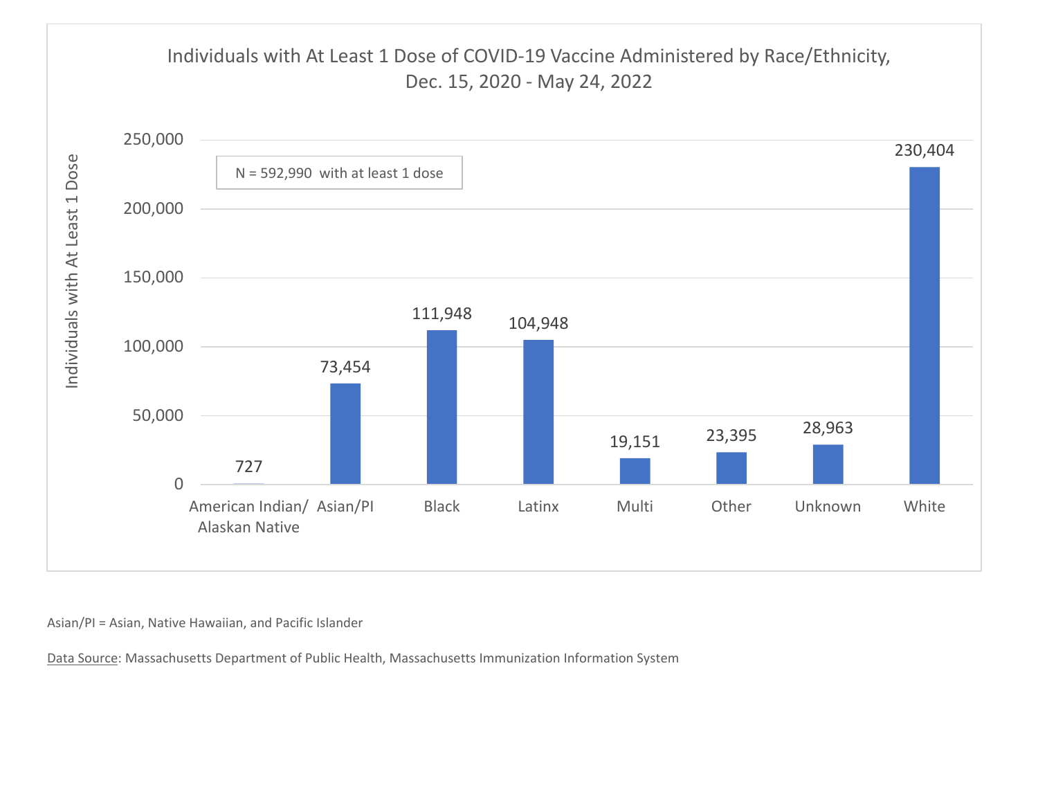## Individuals with At Least 1 Dose of COVID-19 Vaccine Administered by Race/Ethnicity, Dec. 15, 2020 - May 24, 2022

N = 592,990 with at least 1 dose

| Race/Ethnicity | Individuals with At Least 1 Dose |
|---|---|
| American Indian/ Alaskan Native | 727 |
| Asian/PI | 73,454 |
| Black | 111,948 |
| Latinx | 104,948 |
| Multi | 19,151 |
| Other | 23,395 |
| Unknown | 28,963 |
| White | 230,404 |

Asian/PI = Asian, Native Hawaiian, and Pacific Islander

Data Source: Massachusetts Department of Public Health, Massachusetts Immunization Information System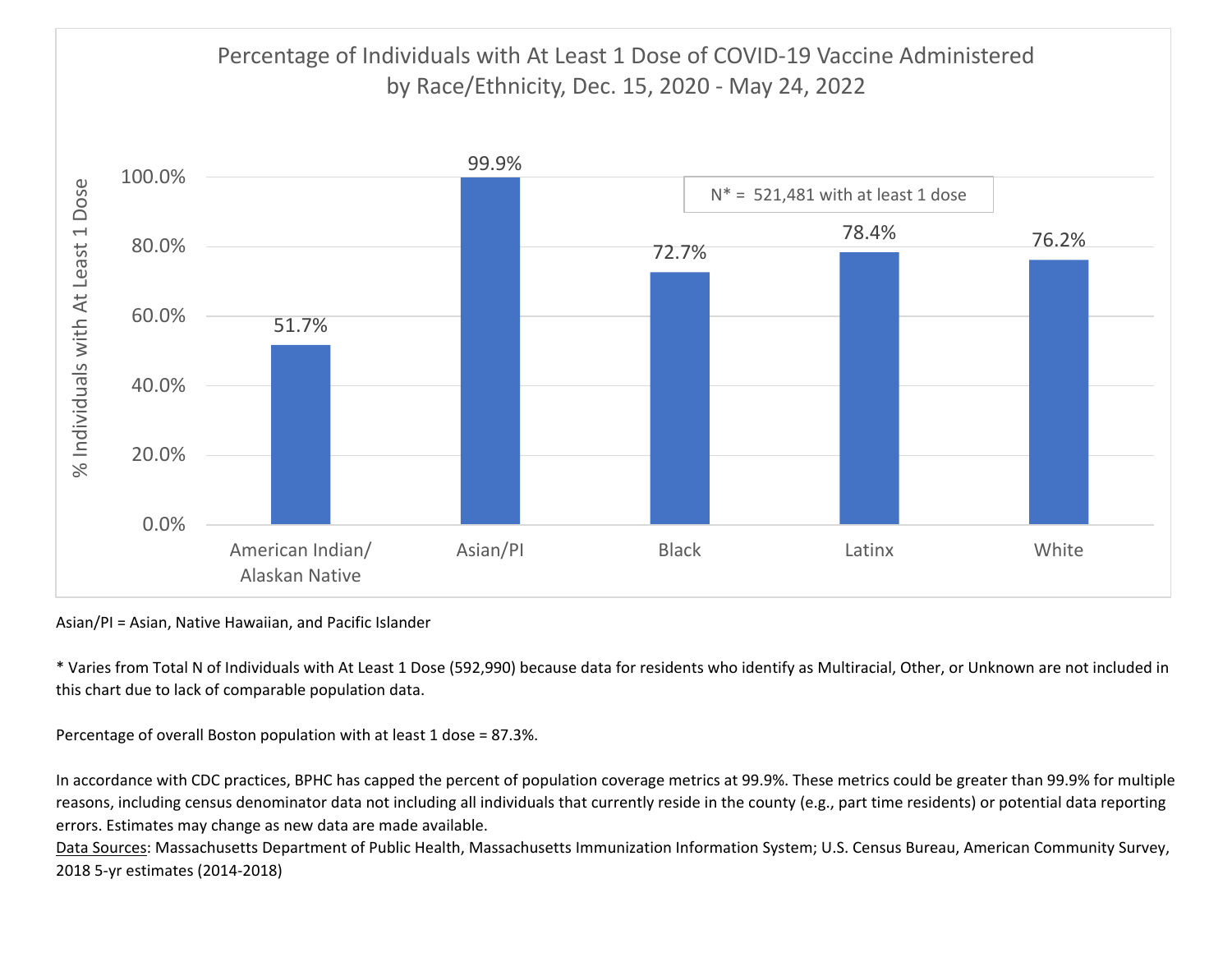## Percentage of Individuals with At Least 1 Dose of COVID-19 Vaccine Administered by Race/Ethnicity, Dec. 15, 2020 - May 24, 2022

N* = 521,481 with at least 1 dose

| Race/Ethnicity | % Individuals with At Least 1 Dose |
|---|---|
| American Indian/ Alaskan Native | 51.7% |
| Asian/PI | 99.9% |
| Black | 72.7% |
| Latinx | 78.4% |
| White | 76.2% |

Asian/PI = Asian, Native Hawaiian, and Pacific Islander

* Varies from Total N of Individuals with At Least 1 Dose (592,990) because data for residents who identify as Multiracial, Other, or Unknown are not included in this chart due to lack of comparable population data.

Percentage of overall Boston population with at least 1 dose = 87.3%.

In accordance with CDC practices, BPHC has capped the percent of population coverage metrics at 99.9%. These metrics could be greater than 99.9% for multiple reasons, including census denominator data not including all individuals that currently reside in the county (e.g., part time residents) or potential data reporting errors. Estimates may change as new data are made available.

Data Sources: Massachusetts Department of Public Health, Massachusetts Immunization Information System; U.S. Census Bureau, American Community Survey, 2018 5-yr estimates (2014-2018)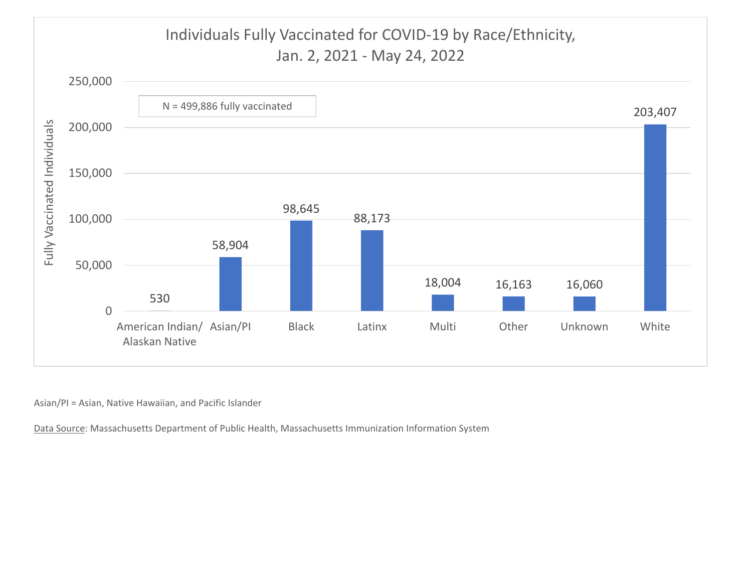## Individuals Fully Vaccinated for COVID-19 by Race/Ethnicity, Jan. 2, 2021 - May 24, 2022

N = 499,886 fully vaccinated

| Race/Ethnicity | Fully Vaccinated Individuals |
|---|---|
| American Indian/ Alaskan Native | 530 |
| Asian/PI | 58,904 |
| Black | 98,645 |
| Latinx | 88,173 |
| Multi | 18,004 |
| Other | 16,163 |
| Unknown | 16,060 |
| White | 203,407 |

Asian/PI = Asian, Native Hawaiian, and Pacific Islander

Data Source: Massachusetts Department of Public Health, Massachusetts Immunization Information System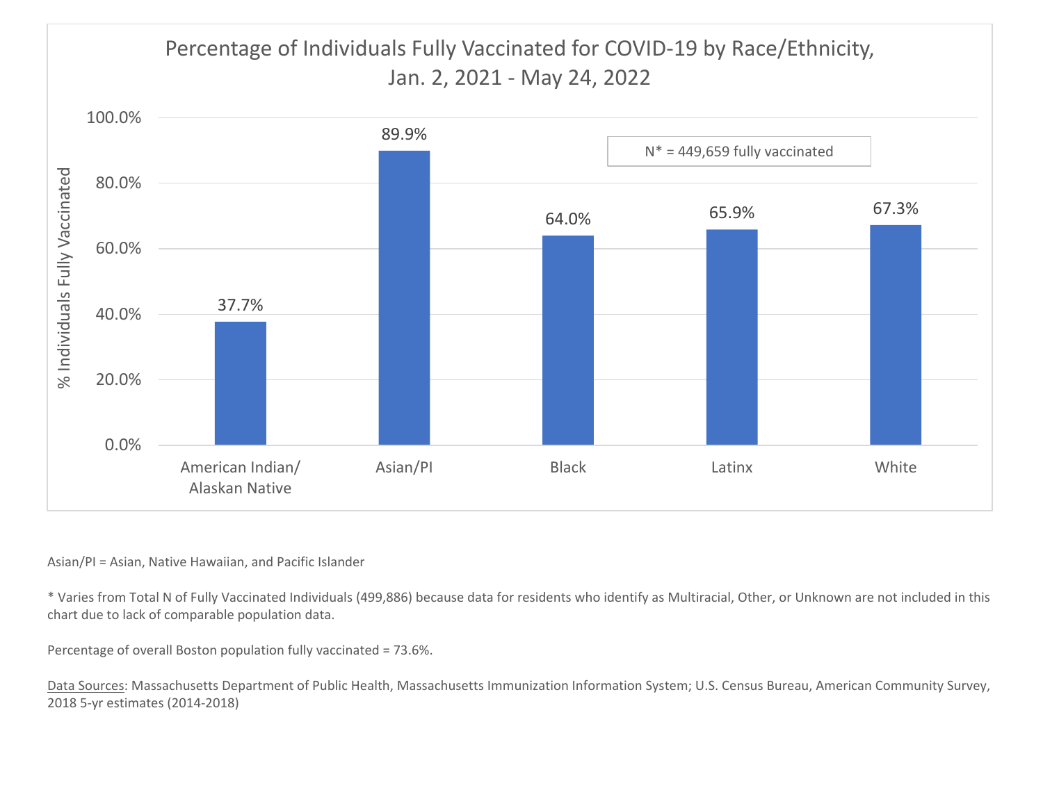## Percentage of Individuals Fully Vaccinated for COVID-19 by Race/Ethnicity, Jan. 2, 2021 - May 24, 2022

N* = 449,659 fully vaccinated

| Race/Ethnicity | % Individuals Fully Vaccinated |
| --- | --- |
| American Indian/ Alaskan Native | 37.7% |
| Asian/PI | 89.9% |
| Black | 64.0% |
| Latinx | 65.9% |
| White | 67.3% |

Asian/PI = Asian, Native Hawaiian, and Pacific Islander

* Varies from Total N of Fully Vaccinated Individuals (499,886) because data for residents who identify as Multiracial, Other, or Unknown are not included in this chart due to lack of comparable population data.

Percentage of overall Boston population fully vaccinated = 73.6%.

Data Sources: Massachusetts Department of Public Health, Massachusetts Immunization Information System; U.S. Census Bureau, American Community Survey, 2018 5-yr estimates (2014-2018)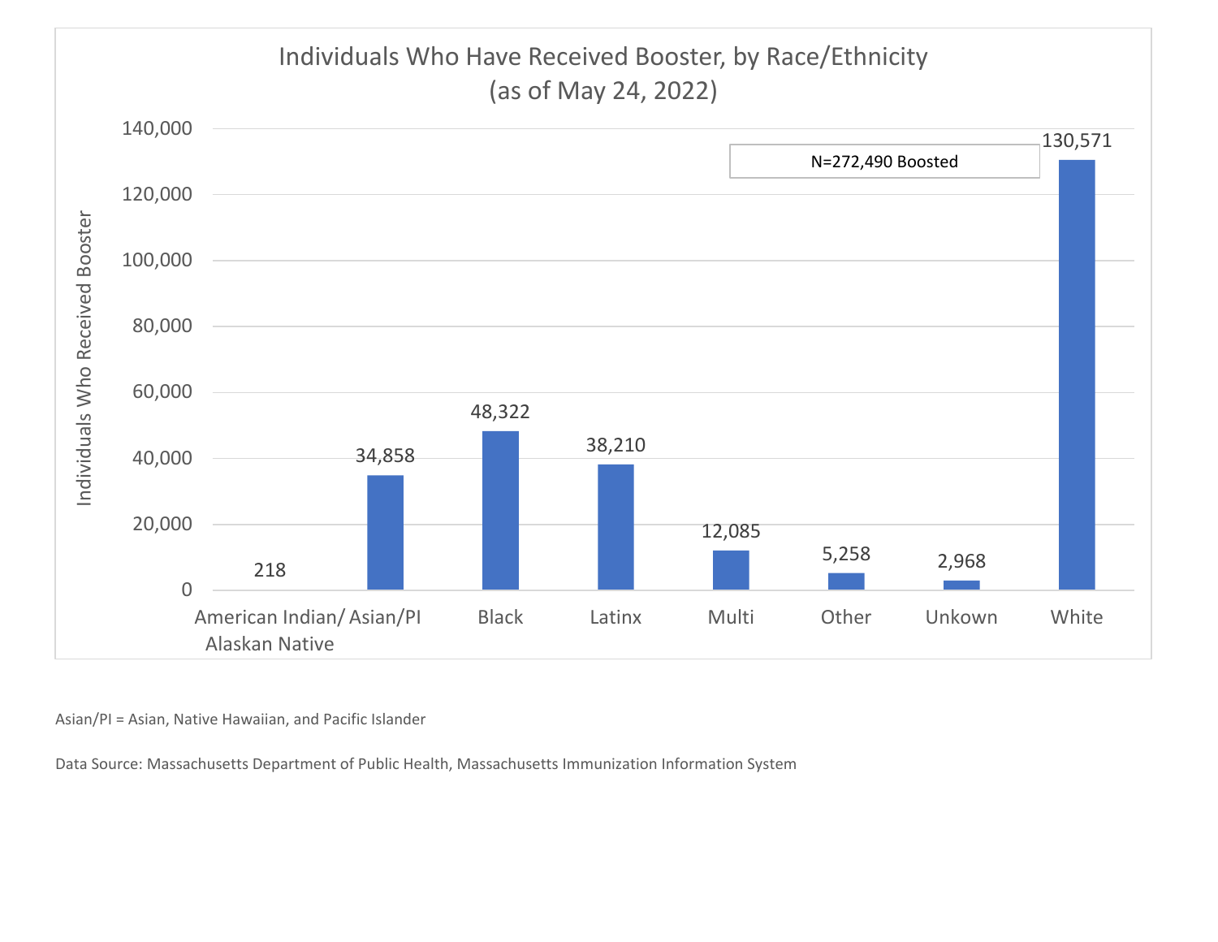## Individuals Who Have Received Booster, by Race/Ethnicity (as of May 24, 2022)

N=272,490 Boosted

| Race/Ethnicity | Individuals Who Received Booster |
| --- | --- |
| American Indian/ Alaskan Native | 218 |
| Asian/PI | 34,858 |
| Black | 48,322 |
| Latinx | 38,210 |
| Multi | 12,085 |
| Other | 5,258 |
| Unkown | 2,968 |
| White | 130,571 |

Asian/PI = Asian, Native Hawaiian, and Pacific Islander

Data Source: Massachusetts Department of Public Health, Massachusetts Immunization Information System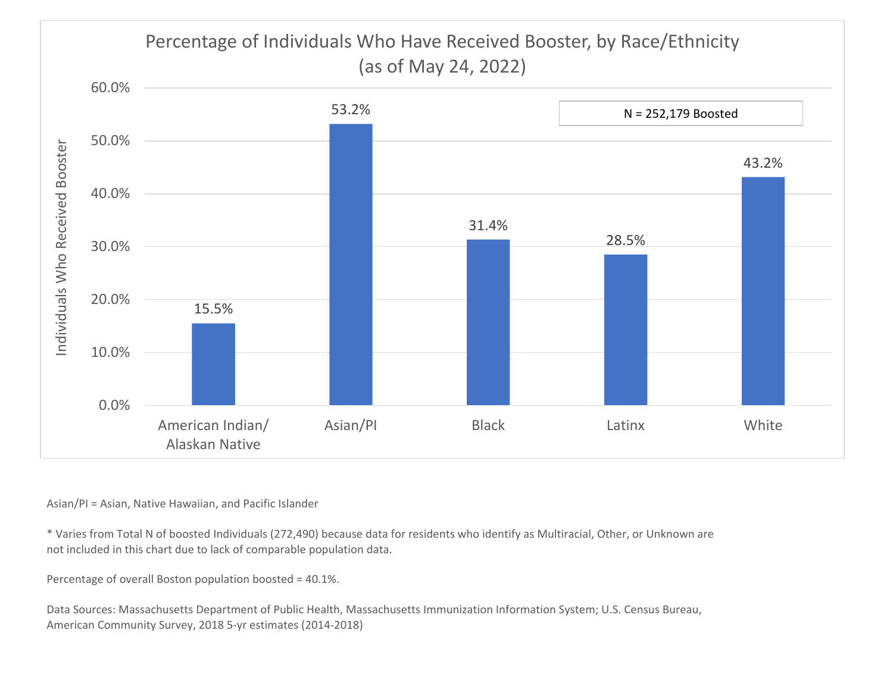## Percentage of Individuals Who Have Received Booster, by Race/Ethnicity (as of May 24, 2022)

N = 252,179 Boosted

| Race/Ethnicity | Individuals Who Received Booster |
|---|---|
| American Indian/ Alaskan Native | 15.5% |
| Asian/PI | 53.2% |
| Black | 31.4% |
| Latinx | 28.5% |
| White | 43.2% |

Asian/PI = Asian, Native Hawaiian, and Pacific Islander

* Varies from Total N of boosted Individuals (272,490) because data for residents who identify as Multiracial, Other, or Unknown are not included in this chart due to lack of comparable population data.

Percentage of overall Boston population boosted = 40.1%.

Data Sources: Massachusetts Department of Public Health, Massachusetts Immunization Information System; U.S. Census Bureau, American Community Survey, 2018 5-yr estimates (2014-2018)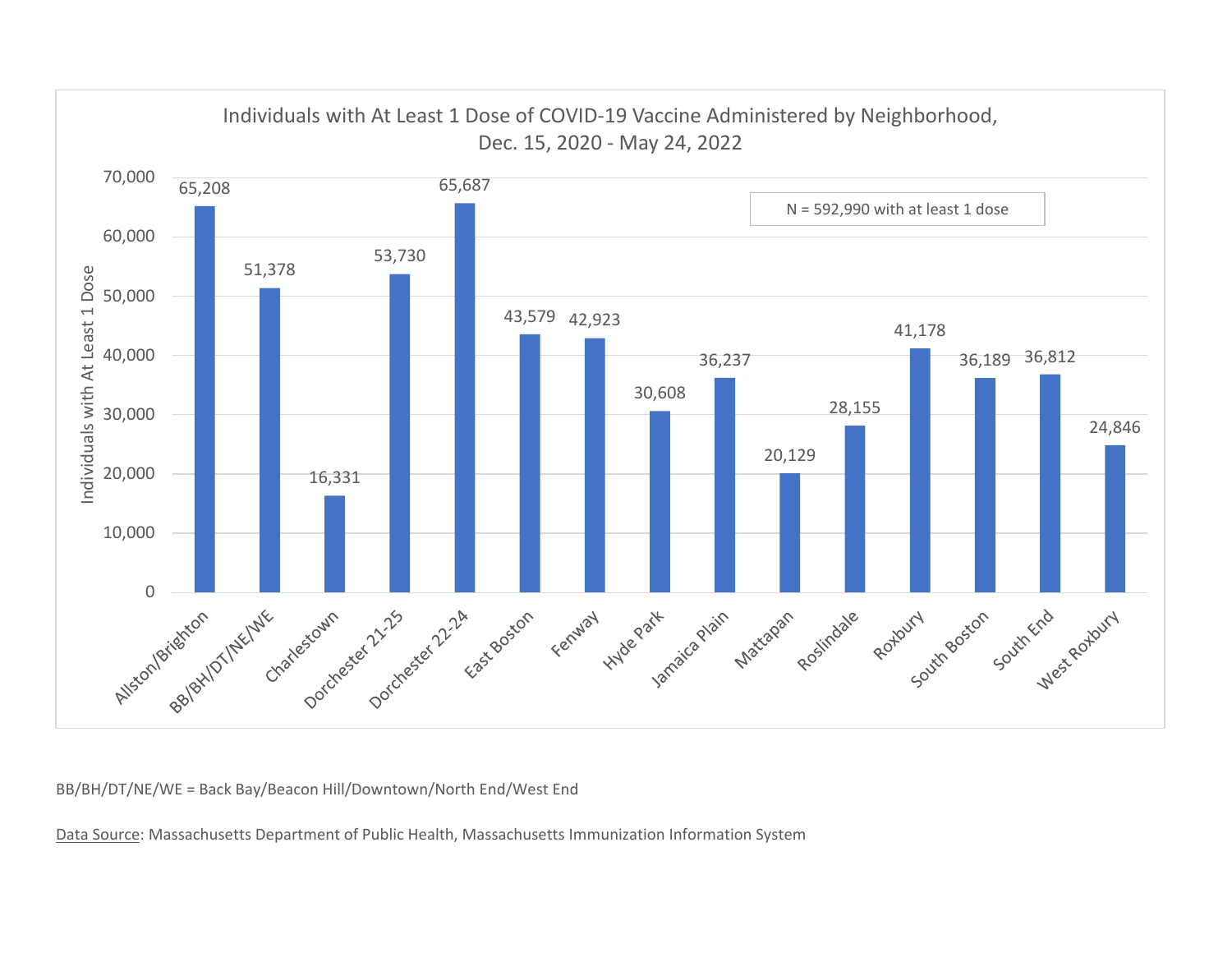## Individuals with At Least 1 Dose of COVID-19 Vaccine Administered by Neighborhood, Dec. 15, 2020 - May 24, 2022

N = 592,990 with at least 1 dose

| Neighborhood | Individuals with At Least 1 Dose |
| --- | --- |
| Allston/Brighton | 65,208 |
| BB/BH/DT/NE/WE | 51,378 |
| Charlestown | 16,331 |
| Dorchester 21-25 | 53,730 |
| Dorchester 22-24 | 65,687 |
| East Boston | 43,579 |
| Fenway | 42,923 |
| Hyde Park | 30,608 |
| Jamaica Plain | 36,237 |
| Mattapan | 20,129 |
| Roslindale | 28,155 |
| Roxbury | 41,178 |
| South Boston | 36,189 |
| South End | 36,812 |
| West Roxbury | 24,846 |

BB/BH/DT/NE/WE = Back Bay/Beacon Hill/Downtown/North End/West End

Data Source: Massachusetts Department of Public Health, Massachusetts Immunization Information System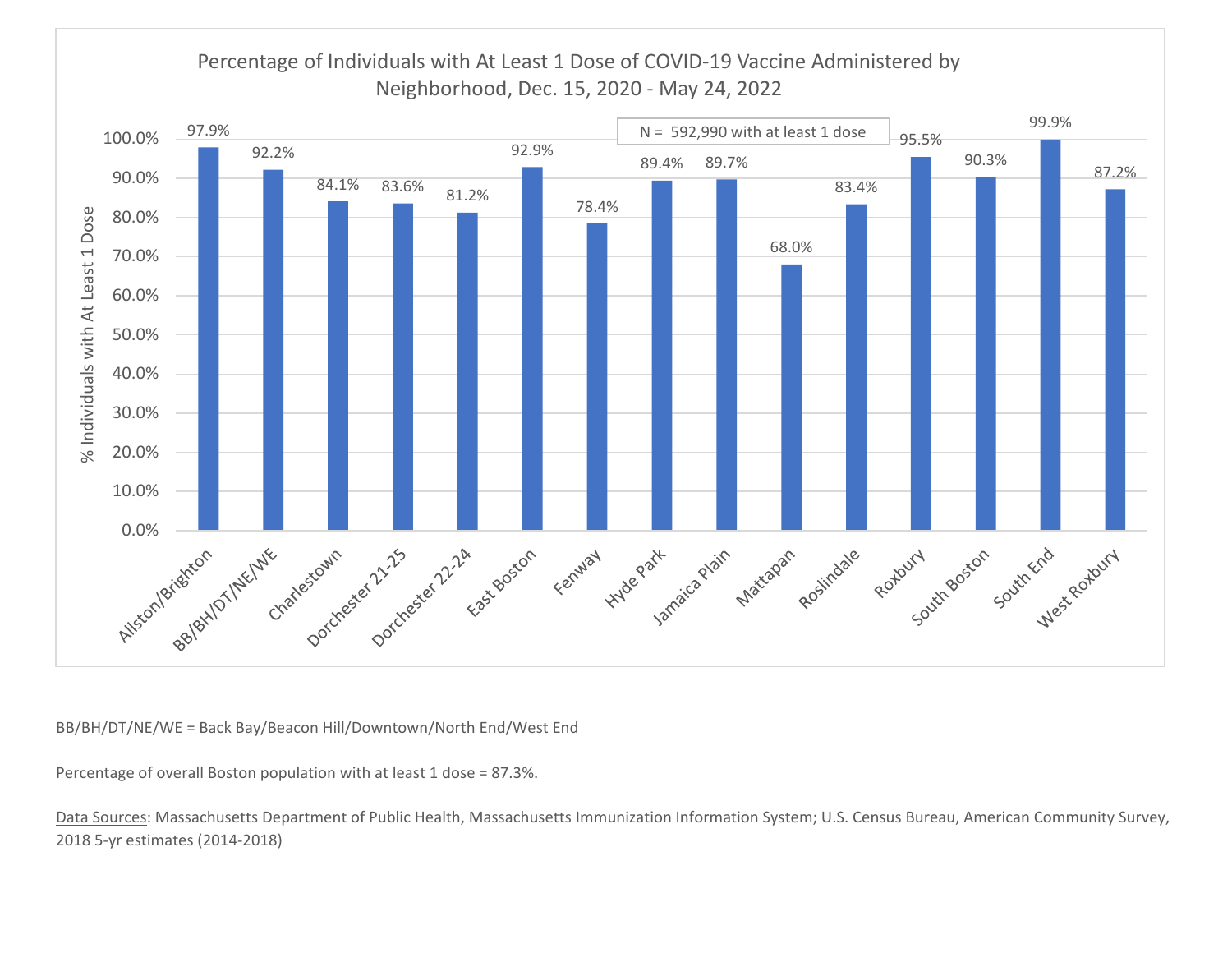Percentage of Individuals with At Least 1 Dose of COVID-19 Vaccine Administered by Neighborhood, Dec. 15, 2020 - May 24, 2022

N = 592,990 with at least 1 dose

| Neighborhood | % Individuals with At Least 1 Dose |
|---|---|
| Allston/Brighton | 97.9% |
| BB/BH/DT/NE/WE | 92.2% |
| Charlestown | 84.1% |
| Dorchester 21-25 | 83.6% |
| Dorchester 22-24 | 81.2% |
| East Boston | 92.9% |
| Fenway | 78.4% |
| Hyde Park | 89.4% |
| Jamaica Plain | 89.7% |
| Mattapan | 68.0% |
| Roslindale | 83.4% |
| Roxbury | 95.5% |
| South Boston | 90.3% |
| South End | 99.9% |
| West Roxbury | 87.2% |

BB/BH/DT/NE/WE = Back Bay/Beacon Hill/Downtown/North End/West End

Percentage of overall Boston population with at least 1 dose = 87.3%.

Data Sources: Massachusetts Department of Public Health, Massachusetts Immunization Information System; U.S. Census Bureau, American Community Survey, 2018 5-yr estimates (2014-2018)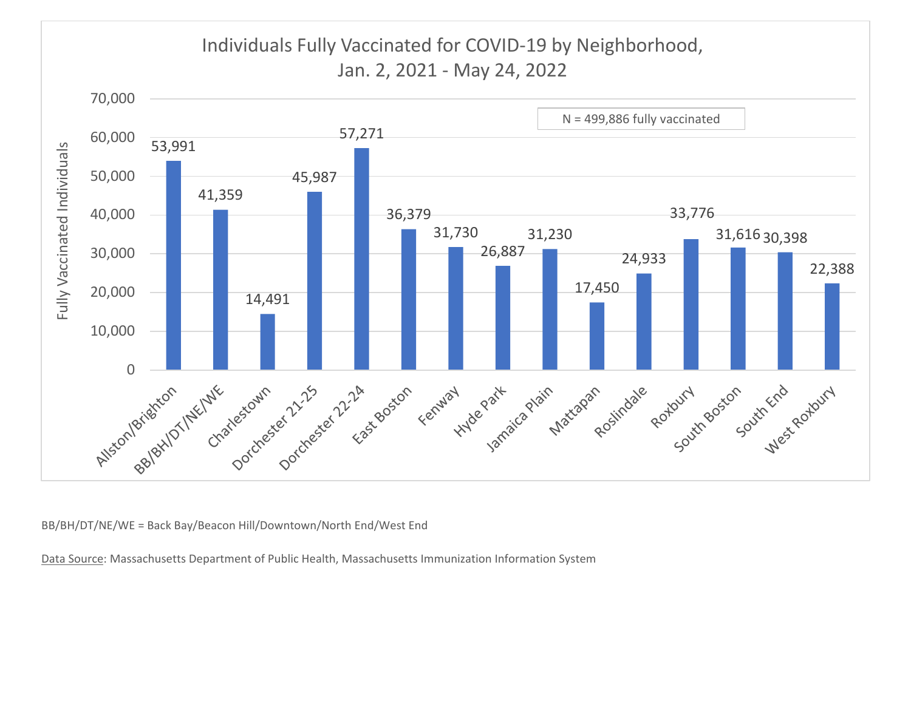## Individuals Fully Vaccinated for COVID-19 by Neighborhood, Jan. 2, 2021 - May 24, 2022

N = 499,886 fully vaccinated

| Neighborhood | Fully Vaccinated Individuals |
|---|---|
| Allston/Brighton | 53,991 |
| BB/BH/DT/NE/WE | 41,359 |
| Charlestown | 14,491 |
| Dorchester 21-25 | 45,987 |
| Dorchester 22-24 | 57,271 |
| East Boston | 36,379 |
| Fenway | 31,730 |
| Hyde Park | 26,887 |
| Jamaica Plain | 31,230 |
| Mattapan | 17,450 |
| Roslindale | 24,933 |
| Roxbury | 33,776 |
| South Boston | 31,616 |
| South End | 30,398 |
| West Roxbury | 22,388 |

BB/BH/DT/NE/WE = Back Bay/Beacon Hill/Downtown/North End/West End

Data Source: Massachusetts Department of Public Health, Massachusetts Immunization Information System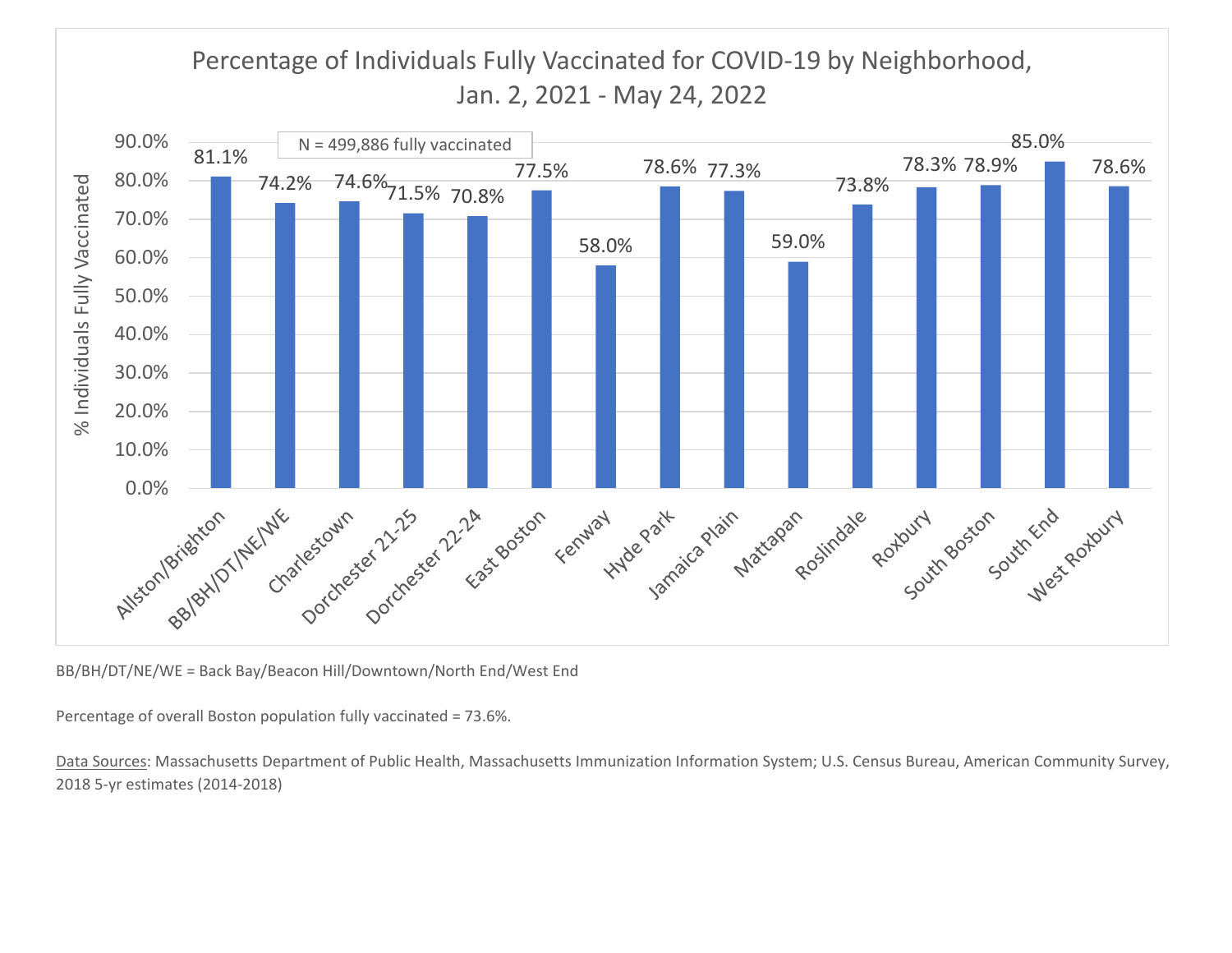## Percentage of Individuals Fully Vaccinated for COVID-19 by Neighborhood, Jan. 2, 2021 - May 24, 2022

N = 499,886 fully vaccinated

| Neighborhood | % Individuals Fully Vaccinated |
| --- | --- |
| Allston/Brighton | 81.1% |
| BB/BH/DT/NE/WE | 74.2% |
| Charlestown | 74.6% |
| Dorchester 21-25 | 71.5% |
| Dorchester 22-24 | 70.8% |
| East Boston | 77.5% |
| Fenway | 58.0% |
| Hyde Park | 78.6% |
| Jamaica Plain | 77.3% |
| Mattapan | 59.0% |
| Roslindale | 73.8% |
| Roxbury | 78.3% |
| South Boston | 78.9% |
| South End | 85.0% |
| West Roxbury | 78.6% |

BB/BH/DT/NE/WE = Back Bay/Beacon Hill/Downtown/North End/West End

Percentage of overall Boston population fully vaccinated = 73.6%.

Data Sources: Massachusetts Department of Public Health, Massachusetts Immunization Information System; U.S. Census Bureau, American Community Survey, 2018 5-yr estimates (2014-2018)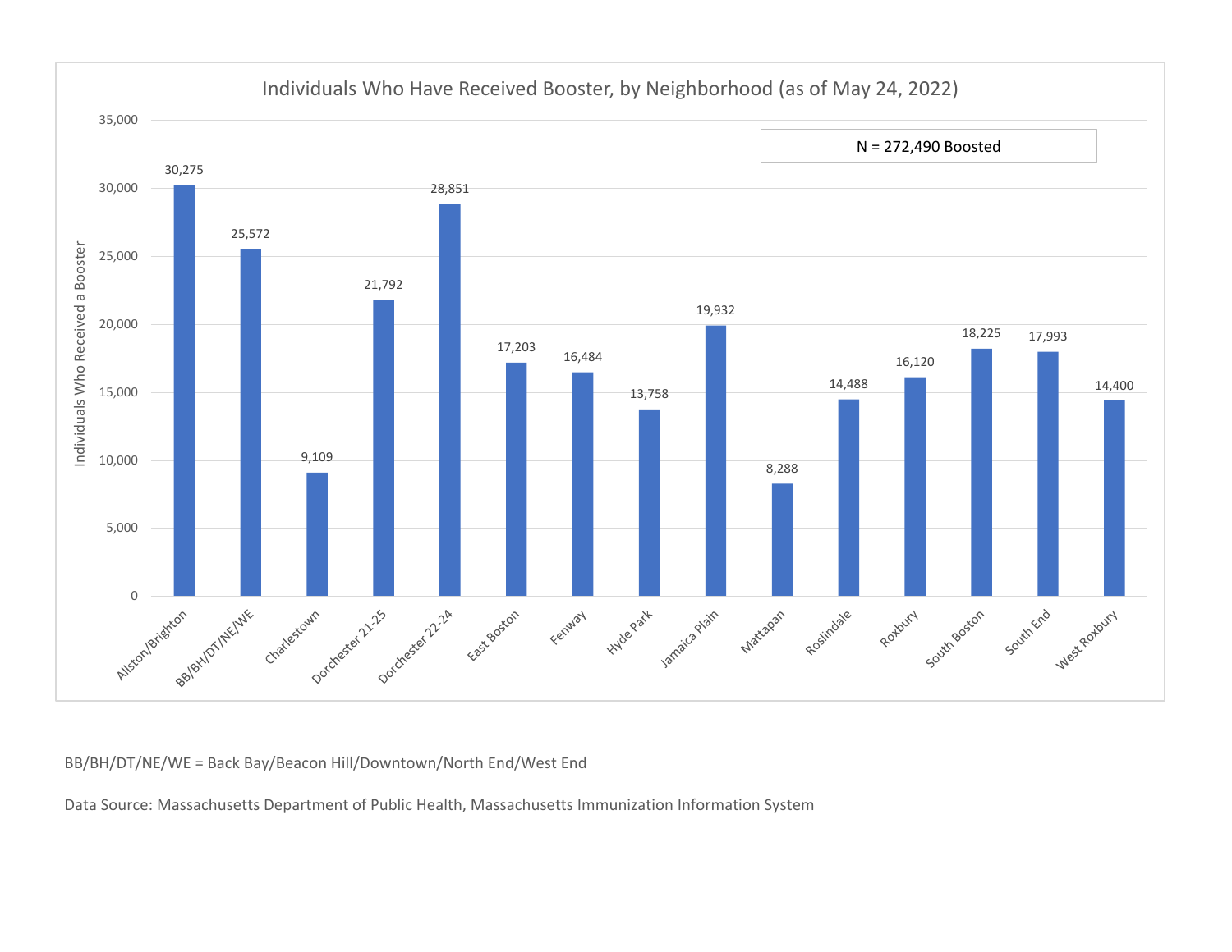## Individuals Who Have Received Booster, by Neighborhood (as of May 24, 2022)

N = 272,490 Boosted

| Neighborhood | Individuals Who Received a Booster |
| --- | --- |
| Allston/Brighton | 30,275 |
| BB/BH/DT/NE/WE | 25,572 |
| Charlestown | 9,109 |
| Dorchester 21-25 | 21,792 |
| Dorchester 22-24 | 28,851 |
| East Boston | 17,203 |
| Fenway | 16,484 |
| Hyde Park | 13,758 |
| Jamaica Plain | 19,932 |
| Mattapan | 8,288 |
| Roslindale | 14,488 |
| Roxbury | 16,120 |
| South Boston | 18,225 |
| South End | 17,993 |
| West Roxbury | 14,400 |

BB/BH/DT/NE/WE = Back Bay/Beacon Hill/Downtown/North End/West End

Data Source: Massachusetts Department of Public Health, Massachusetts Immunization Information System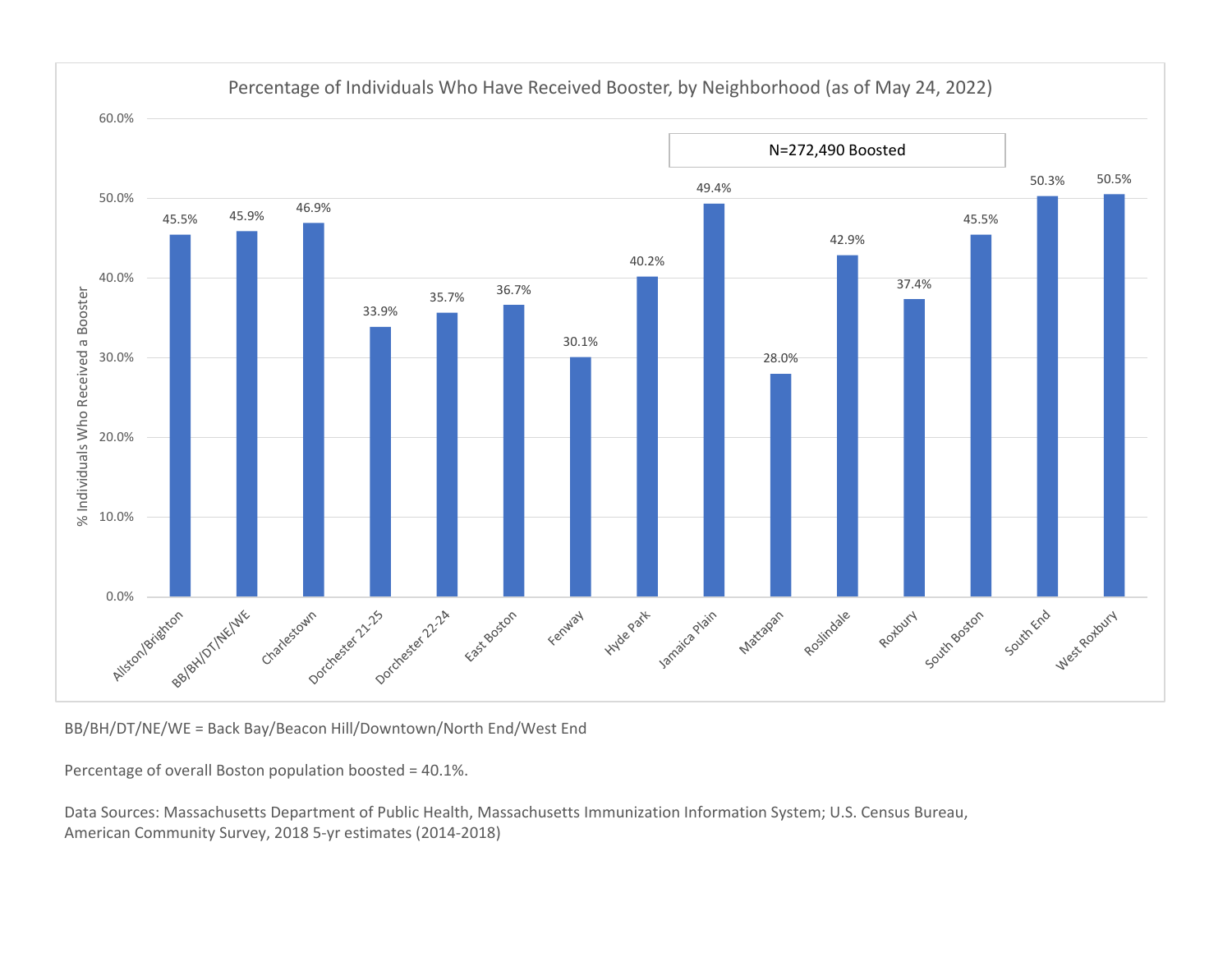Percentage of Individuals Who Have Received Booster, by Neighborhood (as of May 24, 2022)

N=272,490 Boosted

| Neighborhood | % Individuals Who Received a Booster |
|---|---|
| Allston/Brighton | 45.5% |
| BB/BH/DT/NE/WE | 45.9% |
| Charlestown | 46.9% |
| Dorchester 21-25 | 33.9% |
| Dorchester 22-24 | 35.7% |
| East Boston | 36.7% |
| Fenway | 30.1% |
| Hyde Park | 40.2% |
| Jamaica Plain | 49.4% |
| Mattapan | 28.0% |
| Roslindale | 42.9% |
| Roxbury | 37.4% |
| South Boston | 45.5% |
| South End | 50.3% |
| West Roxbury | 50.5% |

BB/BH/DT/NE/WE = Back Bay/Beacon Hill/Downtown/North End/West End

Percentage of overall Boston population boosted = 40.1%.

Data Sources: Massachusetts Department of Public Health, Massachusetts Immunization Information System; U.S. Census Bureau, American Community Survey, 2018 5-yr estimates (2014-2018)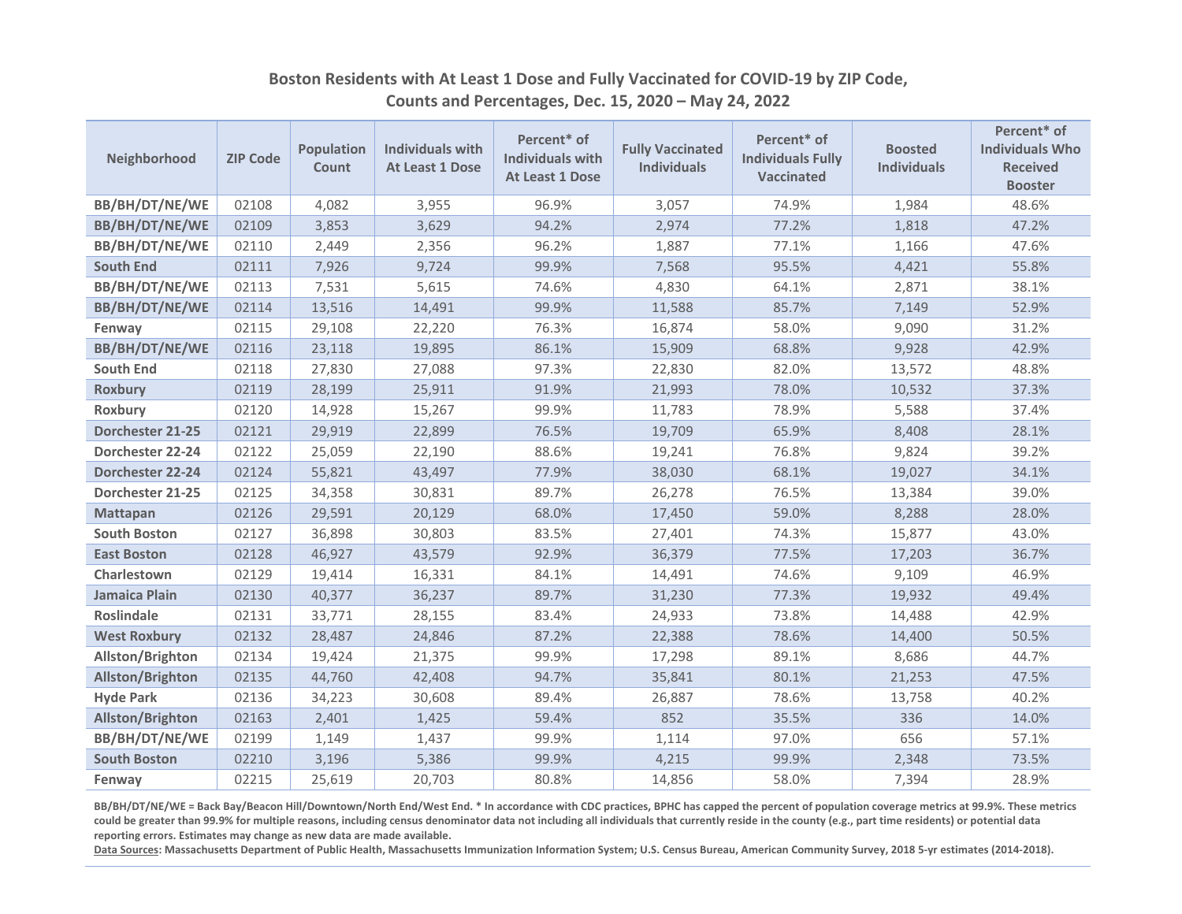## Boston Residents with At Least 1 Dose and Fully Vaccinated for COVID-19 by ZIP Code, Counts and Percentages, Dec. 15, 2020 – May 24, 2022

| Neighborhood | ZIP Code | Population Count | Individuals with At Least 1 Dose | Percent* of Individuals with At Least 1 Dose | Fully Vaccinated Individuals | Percent* of Individuals Fully Vaccinated | Boosted Individuals | Percent* of Individuals Who Received Booster |
|---|---|---|---|---|---|---|---|---|
| BB/BH/DT/NE/WE | 02108 | 4,082 | 3,955 | 96.9% | 3,057 | 74.9% | 1,984 | 48.6% |
| BB/BH/DT/NE/WE | 02109 | 3,853 | 3,629 | 94.2% | 2,974 | 77.2% | 1,818 | 47.2% |
| BB/BH/DT/NE/WE | 02110 | 2,449 | 2,356 | 96.2% | 1,887 | 77.1% | 1,166 | 47.6% |
| South End | 02111 | 7,926 | 9,724 | 99.9% | 7,568 | 95.5% | 4,421 | 55.8% |
| BB/BH/DT/NE/WE | 02113 | 7,531 | 5,615 | 74.6% | 4,830 | 64.1% | 2,871 | 38.1% |
| BB/BH/DT/NE/WE | 02114 | 13,516 | 14,491 | 99.9% | 11,588 | 85.7% | 7,149 | 52.9% |
| Fenway | 02115 | 29,108 | 22,220 | 76.3% | 16,874 | 58.0% | 9,090 | 31.2% |
| BB/BH/DT/NE/WE | 02116 | 23,118 | 19,895 | 86.1% | 15,909 | 68.8% | 9,928 | 42.9% |
| South End | 02118 | 27,830 | 27,088 | 97.3% | 22,830 | 82.0% | 13,572 | 48.8% |
| Roxbury | 02119 | 28,199 | 25,911 | 91.9% | 21,993 | 78.0% | 10,532 | 37.3% |
| Roxbury | 02120 | 14,928 | 15,267 | 99.9% | 11,783 | 78.9% | 5,588 | 37.4% |
| Dorchester 21-25 | 02121 | 29,919 | 22,899 | 76.5% | 19,709 | 65.9% | 8,408 | 28.1% |
| Dorchester 22-24 | 02122 | 25,059 | 22,190 | 88.6% | 19,241 | 76.8% | 9,824 | 39.2% |
| Dorchester 22-24 | 02124 | 55,821 | 43,497 | 77.9% | 38,030 | 68.1% | 19,027 | 34.1% |
| Dorchester 21-25 | 02125 | 34,358 | 30,831 | 89.7% | 26,278 | 76.5% | 13,384 | 39.0% |
| Mattapan | 02126 | 29,591 | 20,129 | 68.0% | 17,450 | 59.0% | 8,288 | 28.0% |
| South Boston | 02127 | 36,898 | 30,803 | 83.5% | 27,401 | 74.3% | 15,877 | 43.0% |
| East Boston | 02128 | 46,927 | 43,579 | 92.9% | 36,379 | 77.5% | 17,203 | 36.7% |
| Charlestown | 02129 | 19,414 | 16,331 | 84.1% | 14,491 | 74.6% | 9,109 | 46.9% |
| Jamaica Plain | 02130 | 40,377 | 36,237 | 89.7% | 31,230 | 77.3% | 19,932 | 49.4% |
| Roslindale | 02131 | 33,771 | 28,155 | 83.4% | 24,933 | 73.8% | 14,488 | 42.9% |
| West Roxbury | 02132 | 28,487 | 24,846 | 87.2% | 22,388 | 78.6% | 14,400 | 50.5% |
| Allston/Brighton | 02134 | 19,424 | 21,375 | 99.9% | 17,298 | 89.1% | 8,686 | 44.7% |
| Allston/Brighton | 02135 | 44,760 | 42,408 | 94.7% | 35,841 | 80.1% | 21,253 | 47.5% |
| Hyde Park | 02136 | 34,223 | 30,608 | 89.4% | 26,887 | 78.6% | 13,758 | 40.2% |
| Allston/Brighton | 02163 | 2,401 | 1,425 | 59.4% | 852 | 35.5% | 336 | 14.0% |
| BB/BH/DT/NE/WE | 02199 | 1,149 | 1,437 | 99.9% | 1,114 | 97.0% | 656 | 57.1% |
| South Boston | 02210 | 3,196 | 5,386 | 99.9% | 4,215 | 99.9% | 2,348 | 73.5% |
| Fenway | 02215 | 25,619 | 20,703 | 80.8% | 14,856 | 58.0% | 7,394 | 28.9% |

**BB/BH/DT/NE/WE = Back Bay/Beacon Hill/Downtown/North End/West End. * In accordance with CDC practices, BPHC has capped the percent of population coverage metrics at 99.9%. These metrics could be greater than 99.9% for multiple reasons, including census denominator data not including all individuals that currently reside in the county (e.g., part time residents) or potential data reporting errors. Estimates may change as new data are made available.**

**Data Sources: Massachusetts Department of Public Health, Massachusetts Immunization Information System; U.S. Census Bureau, American Community Survey, 2018 5-yr estimates (2014-2018).**